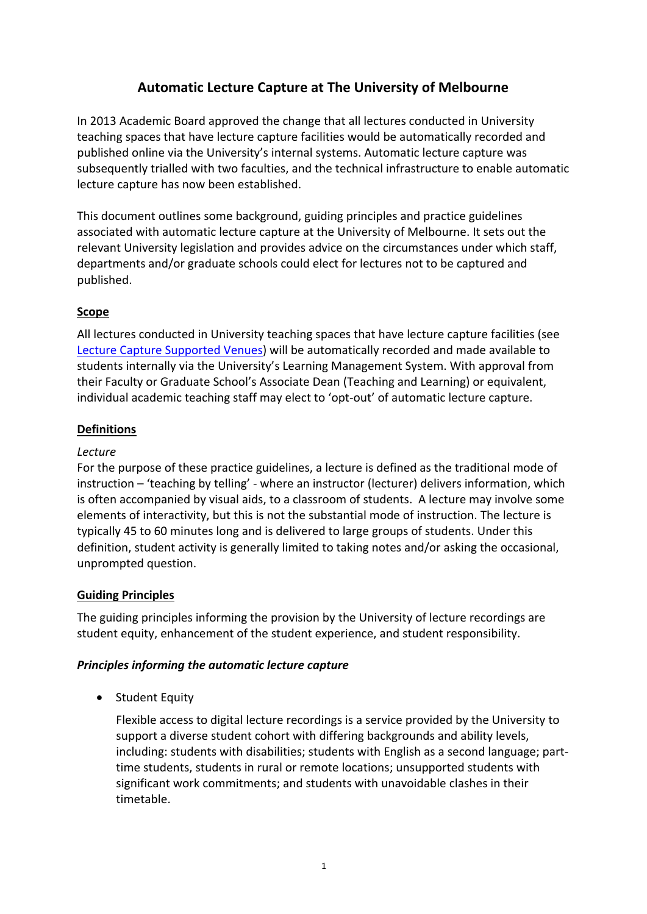# Automatic Lecture Capture at The University of Melbourne

In 2013 Academic Board approved the change that all lectures conducted in University teaching spaces that have lecture capture facilities would be automatically recorded and published online via the University's internal systems. Automatic lecture capture was subsequently trialled with two faculties, and the technical infrastructure to enable automatic lecture capture has now been established.

This document outlines some background, guiding principles and practice guidelines associated with automatic lecture capture at the University of Melbourne. It sets out the relevant University legislation and provides advice on the circumstances under which staff, departments and/or graduate schools could elect for lectures not to be captured and published.

## Scope

All lectures conducted in University teaching spaces that have lecture capture facilities (see Lecture Capture Supported Venues) will be automatically recorded and made available to students internally via the University's Learning Management System. With approval from their Faculty or Graduate School's Associate Dean (Teaching and Learning) or equivalent, individual academic teaching staff may elect to 'opt-out' of automatic lecture capture.

## Definitions

*Lecture*

For the purpose of these practice guidelines, a lecture is defined as the traditional mode of instruction – 'teaching by telling' - where an instructor (lecturer) delivers information, which is often accompanied by visual aids, to a classroom of students. A lecture may involve some elements of interactivity, but this is not the substantial mode of instruction. The lecture is typically 45 to 60 minutes long and is delivered to large groups of students. Under this definition, student activity is generally limited to taking notes and/or asking the occasional, unprompted question.

## Guiding Principles

The guiding principles informing the provision by the University of lecture recordings are student equity, enhancement of the student experience, and student responsibility.

### *Principles informing the automatic lecture capture*

- Student Equity

  Flexible access to digital lecture recordings is a service provided by the University to support a diverse student cohort with differing backgrounds and ability levels, including: students with disabilities; students with English as a second language; part-time students, students in rural or remote locations; unsupported students with significant work commitments; and students with unavoidable clashes in their timetable.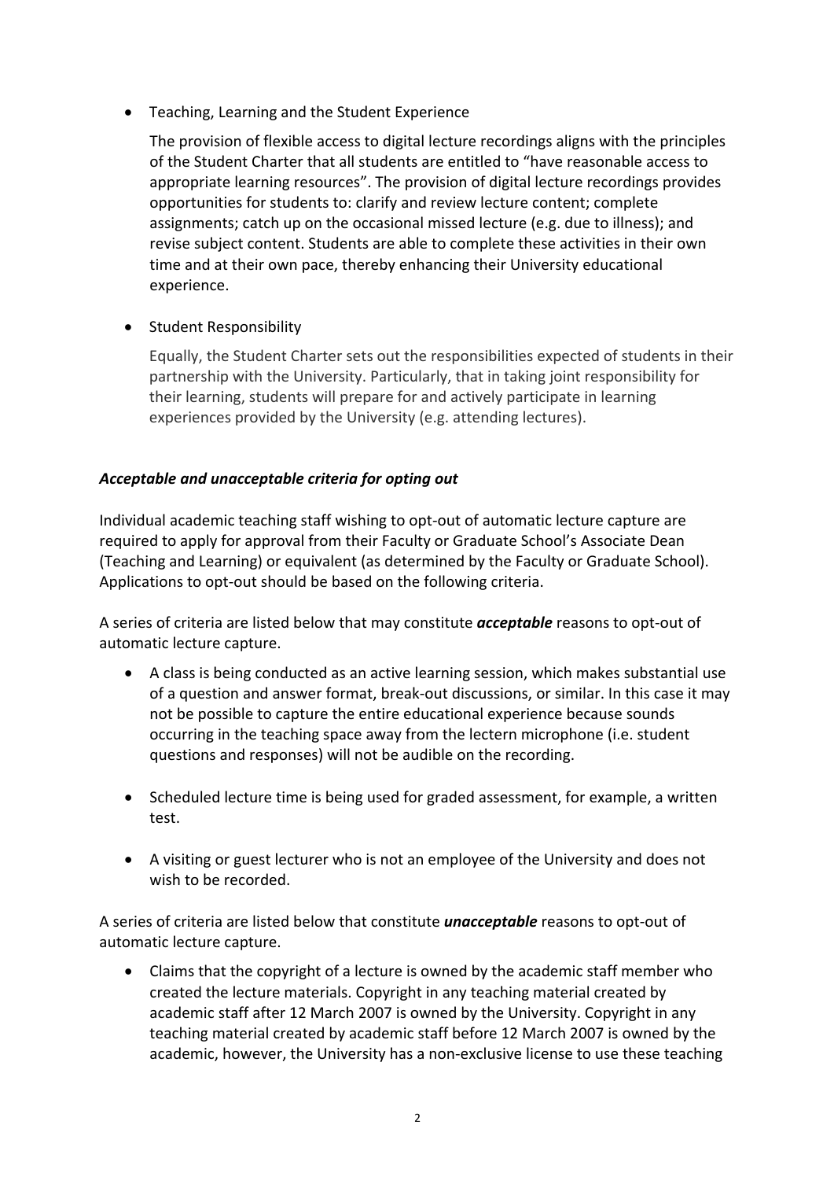- Teaching, Learning and the Student Experience

  The provision of flexible access to digital lecture recordings aligns with the principles of the Student Charter that all students are entitled to "have reasonable access to appropriate learning resources". The provision of digital lecture recordings provides opportunities for students to: clarify and review lecture content; complete assignments; catch up on the occasional missed lecture (e.g. due to illness); and revise subject content. Students are able to complete these activities in their own time and at their own pace, thereby enhancing their University educational experience.

- Student Responsibility

  Equally, the Student Charter sets out the responsibilities expected of students in their partnership with the University. Particularly, that in taking joint responsibility for their learning, students will prepare for and actively participate in learning experiences provided by the University (e.g. attending lectures).

### *Acceptable and unacceptable criteria for opting out*

Individual academic teaching staff wishing to opt-out of automatic lecture capture are required to apply for approval from their Faculty or Graduate School's Associate Dean (Teaching and Learning) or equivalent (as determined by the Faculty or Graduate School). Applications to opt-out should be based on the following criteria.

A series of criteria are listed below that may constitute ***acceptable*** reasons to opt-out of automatic lecture capture.

- A class is being conducted as an active learning session, which makes substantial use of a question and answer format, break-out discussions, or similar. In this case it may not be possible to capture the entire educational experience because sounds occurring in the teaching space away from the lectern microphone (i.e. student questions and responses) will not be audible on the recording.

- Scheduled lecture time is being used for graded assessment, for example, a written test.

- A visiting or guest lecturer who is not an employee of the University and does not wish to be recorded.

A series of criteria are listed below that constitute ***unacceptable*** reasons to opt-out of automatic lecture capture.

- Claims that the copyright of a lecture is owned by the academic staff member who created the lecture materials. Copyright in any teaching material created by academic staff after 12 March 2007 is owned by the University. Copyright in any teaching material created by academic staff before 12 March 2007 is owned by the academic, however, the University has a non-exclusive license to use these teaching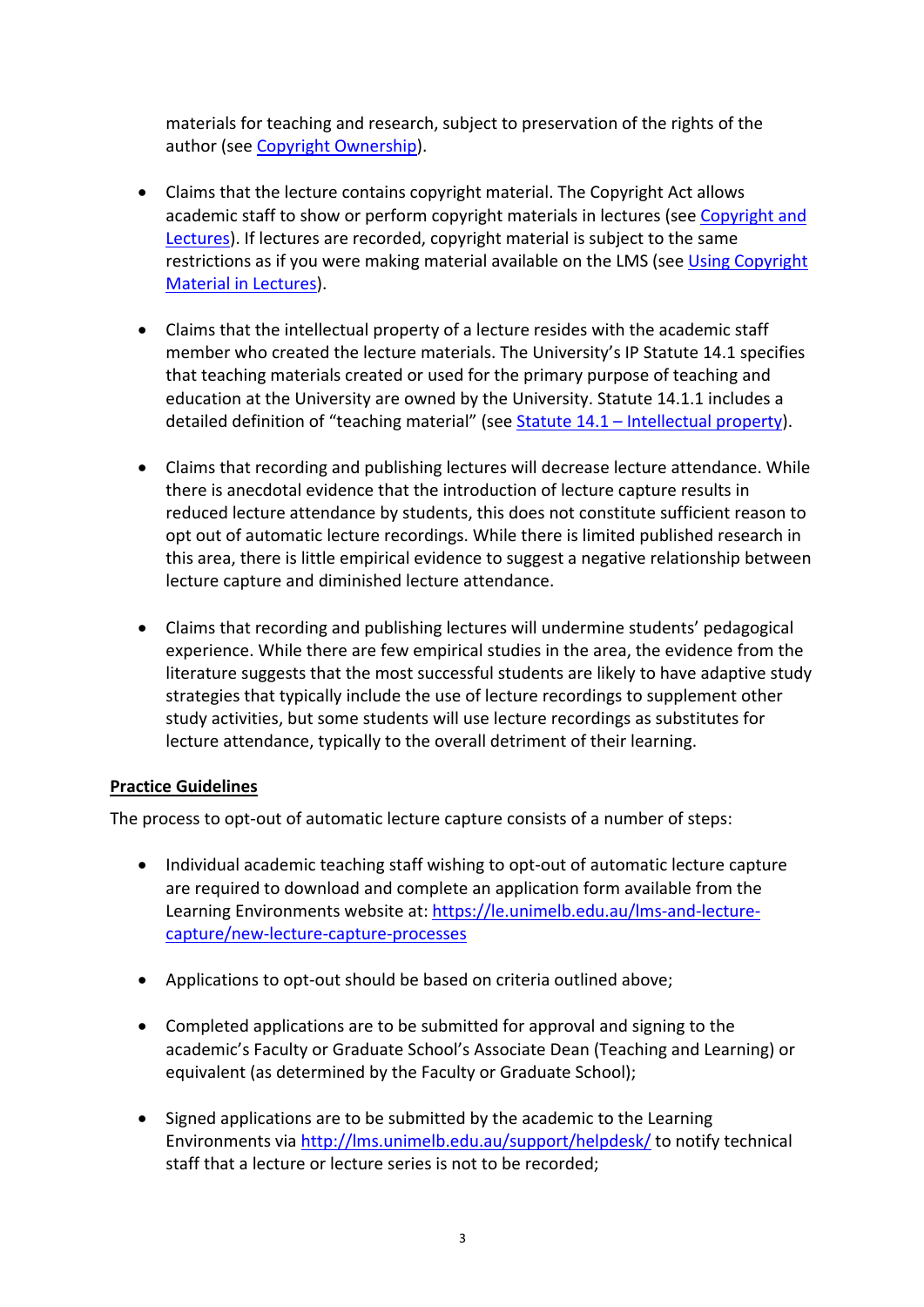materials for teaching and research, subject to preservation of the rights of the author (see [Copyright Ownership](#)).

- Claims that the lecture contains copyright material. The Copyright Act allows academic staff to show or perform copyright materials in lectures (see [Copyright and Lectures](#)). If lectures are recorded, copyright material is subject to the same restrictions as if you were making material available on the LMS (see [Using Copyright Material in Lectures](#)).

- Claims that the intellectual property of a lecture resides with the academic staff member who created the lecture materials. The University's IP Statute 14.1 specifies that teaching materials created or used for the primary purpose of teaching and education at the University are owned by the University. Statute 14.1.1 includes a detailed definition of "teaching material" (see [Statute 14.1 – Intellectual property](#)).

- Claims that recording and publishing lectures will decrease lecture attendance. While there is anecdotal evidence that the introduction of lecture capture results in reduced lecture attendance by students, this does not constitute sufficient reason to opt out of automatic lecture recordings. While there is limited published research in this area, there is little empirical evidence to suggest a negative relationship between lecture capture and diminished lecture attendance.

- Claims that recording and publishing lectures will undermine students' pedagogical experience. While there are few empirical studies in the area, the evidence from the literature suggests that the most successful students are likely to have adaptive study strategies that typically include the use of lecture recordings to supplement other study activities, but some students will use lecture recordings as substitutes for lecture attendance, typically to the overall detriment of their learning.

**Practice Guidelines**

The process to opt-out of automatic lecture capture consists of a number of steps:

- Individual academic teaching staff wishing to opt-out of automatic lecture capture are required to download and complete an application form available from the Learning Environments website at: [https://le.unimelb.edu.au/lms-and-lecture-capture/new-lecture-capture-processes](https://le.unimelb.edu.au/lms-and-lecture-capture/new-lecture-capture-processes)

- Applications to opt-out should be based on criteria outlined above;

- Completed applications are to be submitted for approval and signing to the academic's Faculty or Graduate School's Associate Dean (Teaching and Learning) or equivalent (as determined by the Faculty or Graduate School);

- Signed applications are to be submitted by the academic to the Learning Environments via [http://lms.unimelb.edu.au/support/helpdesk/](http://lms.unimelb.edu.au/support/helpdesk/) to notify technical staff that a lecture or lecture series is not to be recorded;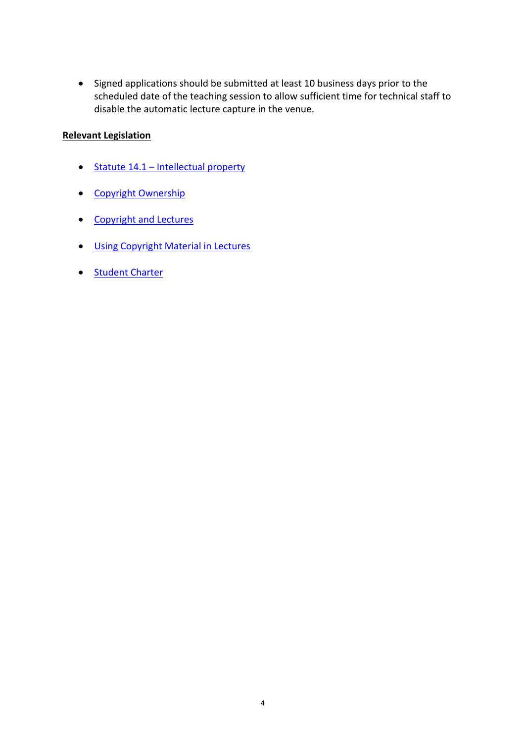- Signed applications should be submitted at least 10 business days prior to the scheduled date of the teaching session to allow sufficient time for technical staff to disable the automatic lecture capture in the venue.

**Relevant Legislation**

- Statute 14.1 – Intellectual property
- Copyright Ownership
- Copyright and Lectures
- Using Copyright Material in Lectures
- Student Charter